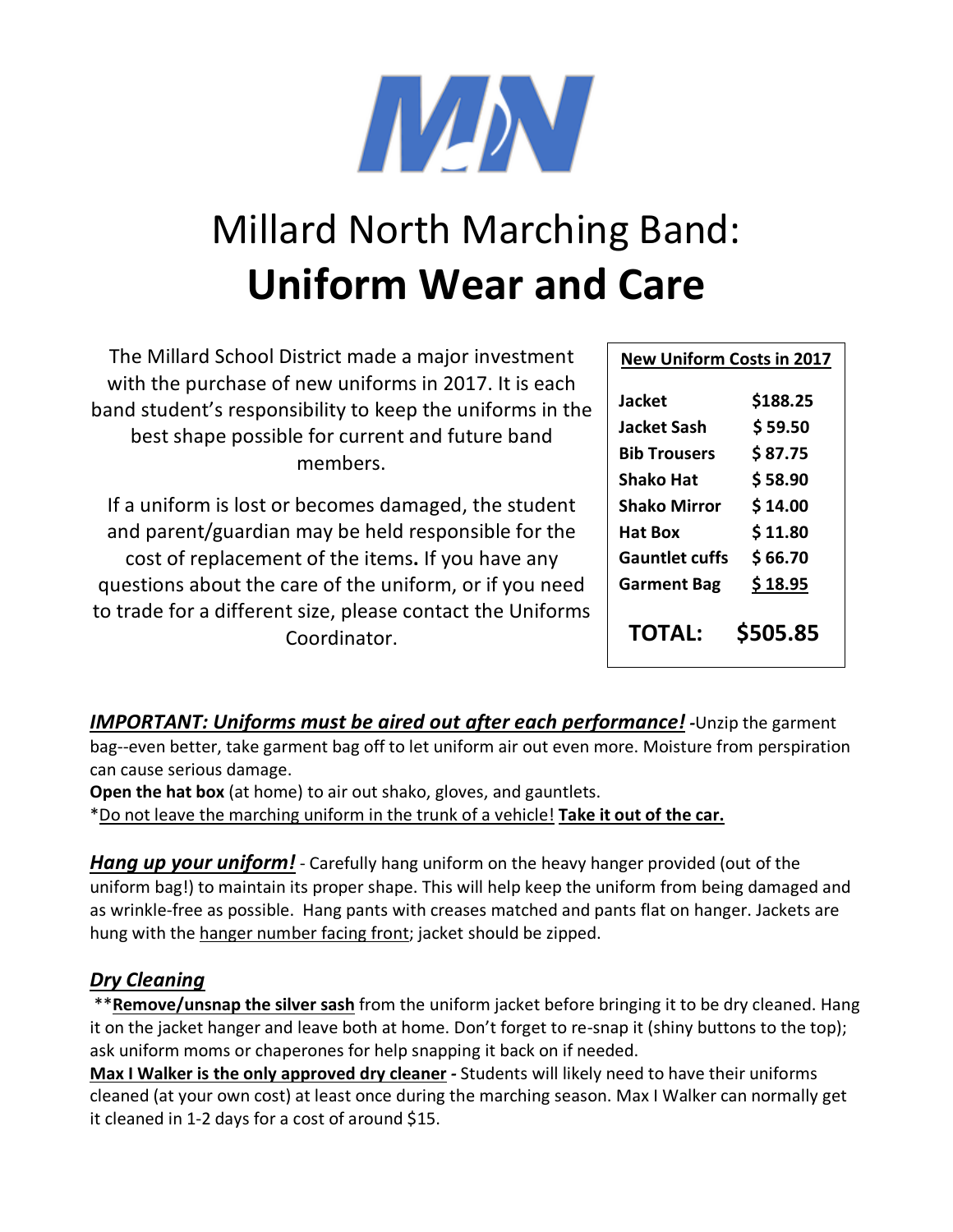# Millard North Marching Band:
# **Uniform Wear and Care**

The Millard School District made a major investment with the purchase of new uniforms in 2017. It is each band student's responsibility to keep the uniforms in the best shape possible for current and future band members.

If a uniform is lost or becomes damaged, the student and parent/guardian may be held responsible for the cost of replacement of the items**.** If you have any questions about the care of the uniform, or if you need to trade for a different size, please contact the Uniforms Coordinator.

| **New Uniform Costs in 2017** | |
|---|---|
| **Jacket** | **$188.25** |
| **Jacket Sash** | **$ 59.50** |
| **Bib Trousers** | **$ 87.75** |
| **Shako Hat** | **$ 58.90** |
| **Shako Mirror** | **$ 14.00** |
| **Hat Box** | **$ 11.80** |
| **Gauntlet cuffs** | **$ 66.70** |
| **Garment Bag** | **$ 18.95** |
| **TOTAL:** | **$505.85** |

***IMPORTANT: Uniforms must be aired out after each performance!*** **-**Unzip the garment bag--even better, take garment bag off to let uniform air out even more. Moisture from perspiration can cause serious damage.

**Open the hat box** (at home) to air out shako, gloves, and gauntlets.

*Do not leave the marching uniform in the trunk of a vehicle! **Take it out of the car.**

***Hang up your uniform!*** - Carefully hang uniform on the heavy hanger provided (out of the uniform bag!) to maintain its proper shape. This will help keep the uniform from being damaged and as wrinkle-free as possible. Hang pants with creases matched and pants flat on hanger. Jackets are hung with the hanger number facing front; jacket should be zipped.

### ***Dry Cleaning***

**Remove/unsnap the silver sash** from the uniform jacket before bringing it to be dry cleaned. Hang it on the jacket hanger and leave both at home. Don't forget to re-snap it (shiny buttons to the top); ask uniform moms or chaperones for help snapping it back on if needed.

**Max I Walker is the only approved dry cleaner -** Students will likely need to have their uniforms cleaned (at your own cost) at least once during the marching season. Max I Walker can normally get it cleaned in 1-2 days for a cost of around $15.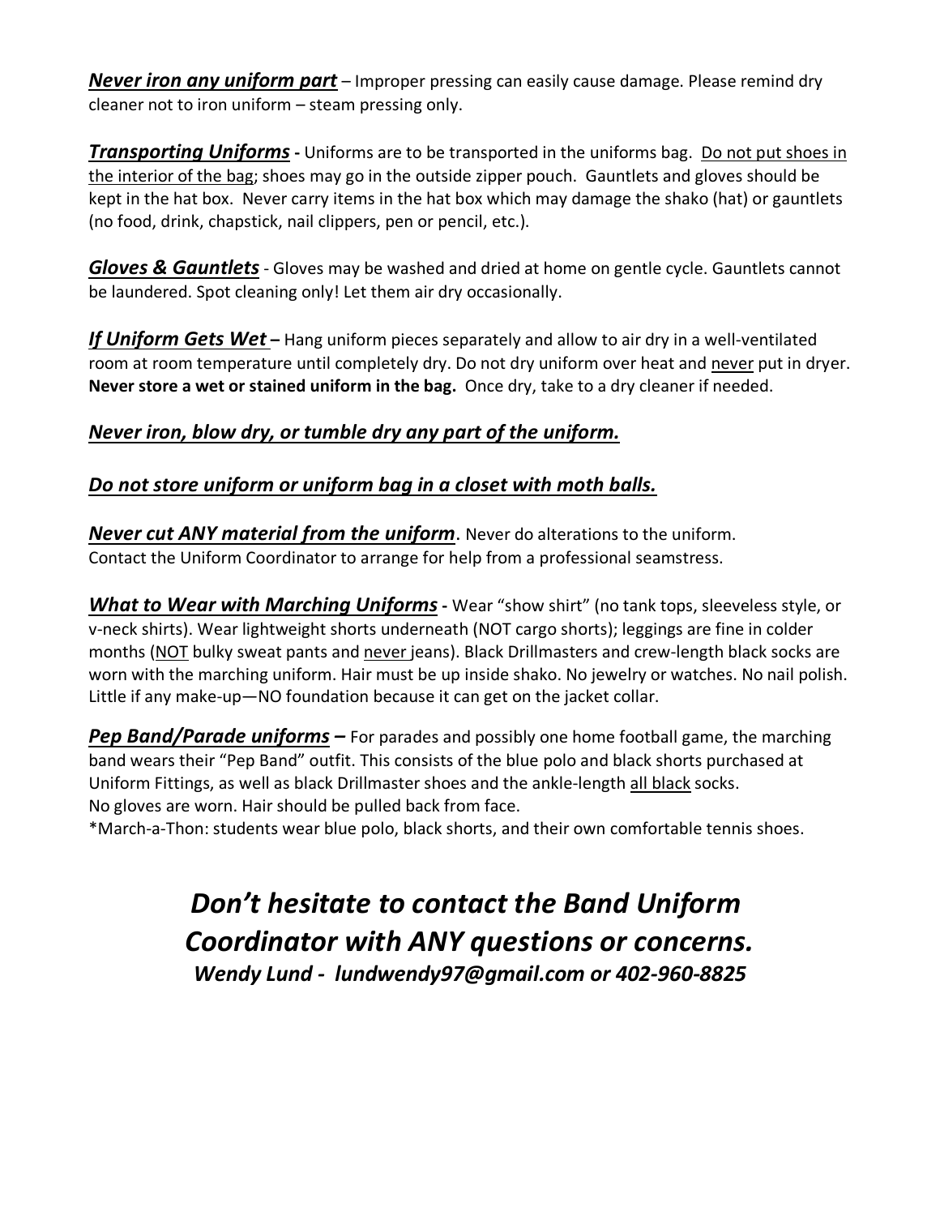***Never iron any uniform part*** – Improper pressing can easily cause damage. Please remind dry cleaner not to iron uniform – steam pressing only.

***Transporting Uniforms*** **-** Uniforms are to be transported in the uniforms bag. Do not put shoes in the interior of the bag; shoes may go in the outside zipper pouch. Gauntlets and gloves should be kept in the hat box. Never carry items in the hat box which may damage the shako (hat) or gauntlets (no food, drink, chapstick, nail clippers, pen or pencil, etc.).

***Gloves & Gauntlets*** - Gloves may be washed and dried at home on gentle cycle. Gauntlets cannot be laundered. Spot cleaning only! Let them air dry occasionally.

***If Uniform Gets Wet*** **–** Hang uniform pieces separately and allow to air dry in a well-ventilated room at room temperature until completely dry. Do not dry uniform over heat and never put in dryer. **Never store a wet or stained uniform in the bag.** Once dry, take to a dry cleaner if needed.

***Never iron, blow dry, or tumble dry any part of the uniform.***

***Do not store uniform or uniform bag in a closet with moth balls.***

***Never cut ANY material from the uniform***. Never do alterations to the uniform. Contact the Uniform Coordinator to arrange for help from a professional seamstress.

***What to Wear with Marching Uniforms*** **-** Wear "show shirt" (no tank tops, sleeveless style, or v-neck shirts). Wear lightweight shorts underneath (NOT cargo shorts); leggings are fine in colder months (NOT bulky sweat pants and never jeans). Black Drillmasters and crew-length black socks are worn with the marching uniform. Hair must be up inside shako. No jewelry or watches. No nail polish. Little if any make-up—NO foundation because it can get on the jacket collar.

***Pep Band/Parade uniforms*** **–** For parades and possibly one home football game, the marching band wears their "Pep Band" outfit. This consists of the blue polo and black shorts purchased at Uniform Fittings, as well as black Drillmaster shoes and the ankle-length all black socks. No gloves are worn. Hair should be pulled back from face.

*March-a-Thon: students wear blue polo, black shorts, and their own comfortable tennis shoes.

## ***Don't hesitate to contact the Band Uniform Coordinator with ANY questions or concerns.***

***Wendy Lund - lundwendy97@gmail.com or 402-960-8825***